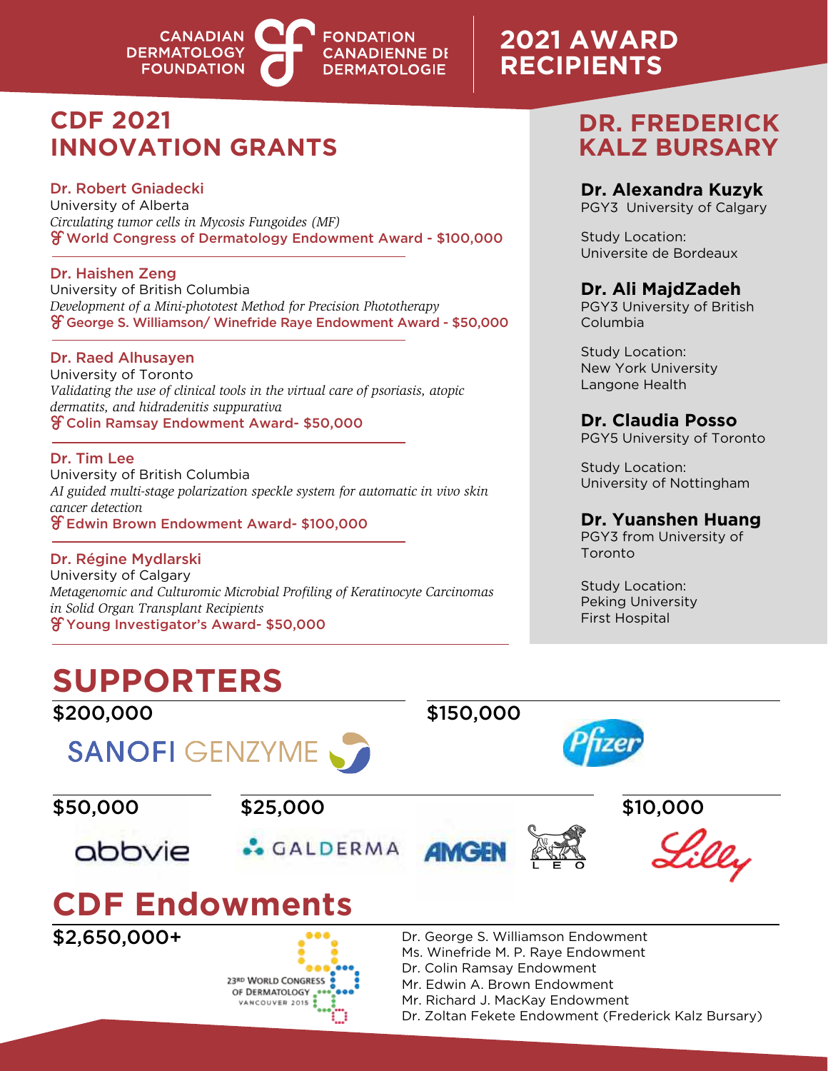CANADIAN DERMATOLOGY FOUNDATION | FONDATION CANADIENNE DE DERMATOLOGIE

# 2021 AWARD RECIPIENTS

## CDF 2021 INNOVATION GRANTS

**Dr. Robert Gniadecki**
University of Alberta
*Circulating tumor cells in Mycosis Fungoides (MF)*
World Congress of Dermatology Endowment Award - $100,000

**Dr. Haishen Zeng**
University of British Columbia
*Development of a Mini-phototest Method for Precision Phototherapy*
George S. Williamson/ Winefride Raye Endowment Award - $50,000

**Dr. Raed Alhusayen**
University of Toronto
*Validating the use of clinical tools in the virtual care of psoriasis, atopic dermatitis, and hidradenitis suppurativa*
Colin Ramsay Endowment Award- $50,000

**Dr. Tim Lee**
University of British Columbia
*AI guided multi-stage polarization speckle system for automatic in vivo skin cancer detection*
Edwin Brown Endowment Award- $100,000

**Dr. Régine Mydlarski**
University of Calgary
*Metagenomic and Culturomic Microbial Profiling of Keratinocyte Carcinomas in Solid Organ Transplant Recipients*
Young Investigator's Award- $50,000

## DR. FREDERICK KALZ BURSARY

**Dr. Alexandra Kuzyk**
PGY3 University of Calgary

Study Location:
Universite de Bordeaux

**Dr. Ali MajdZadeh**
PGY3 University of British Columbia

Study Location:
New York University Langone Health

**Dr. Claudia Posso**
PGY5 University of Toronto

Study Location:
University of Nottingham

**Dr. Yuanshen Huang**
PGY3 from University of Toronto

Study Location:
Peking University First Hospital

# SUPPORTERS

**$200,000**
SANOFI GENZYME

**$150,000**
Pfizer

**$50,000**
abbvie

**$25,000**
GALDERMA
AMGEN
LEO

**$10,000**
Lilly

# CDF Endowments

**$2,650,000+**

23RD WORLD CONGRESS OF DERMATOLOGY VANCOUVER 2015

- Dr. George S. Williamson Endowment
- Ms. Winefride M. P. Raye Endowment
- Dr. Colin Ramsay Endowment
- Mr. Edwin A. Brown Endowment
- Mr. Richard J. MacKay Endowment
- Dr. Zoltan Fekete Endowment (Frederick Kalz Bursary)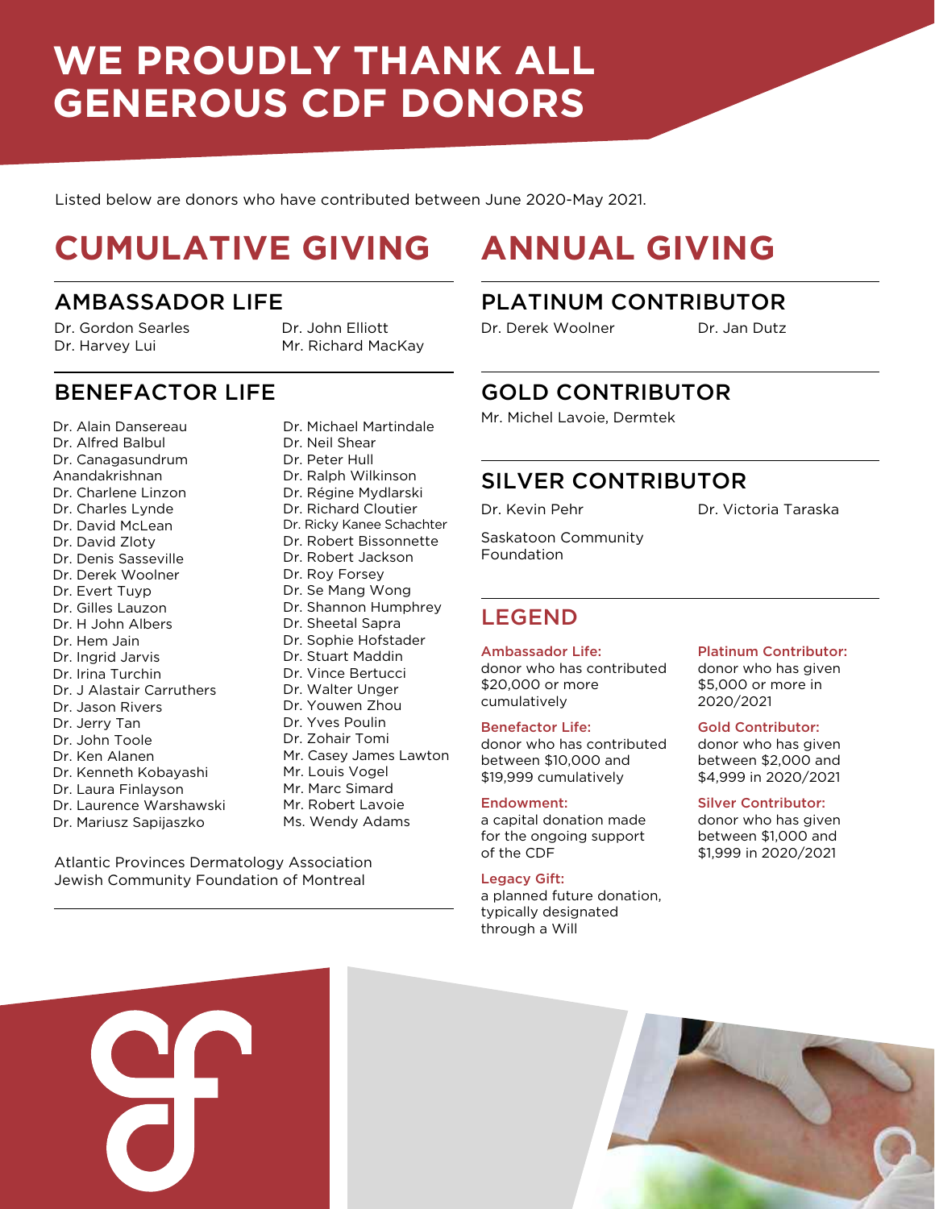# WE PROUDLY THANK ALL GENEROUS CDF DONORS

Listed below are donors who have contributed between June 2020-May 2021.

## CUMULATIVE GIVING

### AMBASSADOR LIFE

- Dr. Gordon Searles
- Dr. Harvey Lui
- Dr. John Elliott
- Mr. Richard MacKay

### BENEFACTOR LIFE

- Dr. Alain Dansereau
- Dr. Alfred Balbul
- Dr. Canagasundrum Anandakrishnan
- Dr. Charlene Linzon
- Dr. Charles Lynde
- Dr. David McLean
- Dr. David Zloty
- Dr. Denis Sasseville
- Dr. Derek Woolner
- Dr. Evert Tuyp
- Dr. Gilles Lauzon
- Dr. H John Albers
- Dr. Hem Jain
- Dr. Ingrid Jarvis
- Dr. Irina Turchin
- Dr. J Alastair Carruthers
- Dr. Jason Rivers
- Dr. Jerry Tan
- Dr. John Toole
- Dr. Ken Alanen
- Dr. Kenneth Kobayashi
- Dr. Laura Finlayson
- Dr. Laurence Warshawski
- Dr. Mariusz Sapijaszko
- Dr. Michael Martindale
- Dr. Neil Shear
- Dr. Peter Hull
- Dr. Ralph Wilkinson
- Dr. Régine Mydlarski
- Dr. Richard Cloutier
- Dr. Ricky Kanee Schachter
- Dr. Robert Bissonnette
- Dr. Robert Jackson
- Dr. Roy Forsey
- Dr. Se Mang Wong
- Dr. Shannon Humphrey
- Dr. Sheetal Sapra
- Dr. Sophie Hofstader
- Dr. Stuart Maddin
- Dr. Vince Bertucci
- Dr. Walter Unger
- Dr. Youwen Zhou
- Dr. Yves Poulin
- Dr. Zohair Tomi
- Mr. Casey James Lawton
- Mr. Louis Vogel
- Mr. Marc Simard
- Mr. Robert Lavoie
- Ms. Wendy Adams

Atlantic Provinces Dermatology Association
Jewish Community Foundation of Montreal

## ANNUAL GIVING

### PLATINUM CONTRIBUTOR

- Dr. Derek Woolner
- Dr. Jan Dutz

### GOLD CONTRIBUTOR

- Mr. Michel Lavoie, Dermtek

### SILVER CONTRIBUTOR

- Dr. Kevin Pehr
- Dr. Victoria Taraska
- Saskatoon Community Foundation

## LEGEND

**Ambassador Life:**
donor who has contributed $20,000 or more cumulatively

**Benefactor Life:**
donor who has contributed between $10,000 and $19,999 cumulatively

**Endowment:**
a capital donation made for the ongoing support of the CDF

**Legacy Gift:**
a planned future donation, typically designated through a Will

**Platinum Contributor:**
donor who has given $5,000 or more in 2020/2021

**Gold Contributor:**
donor who has given between $2,000 and $4,999 in 2020/2021

**Silver Contributor:**
donor who has given between $1,000 and $1,999 in 2020/2021